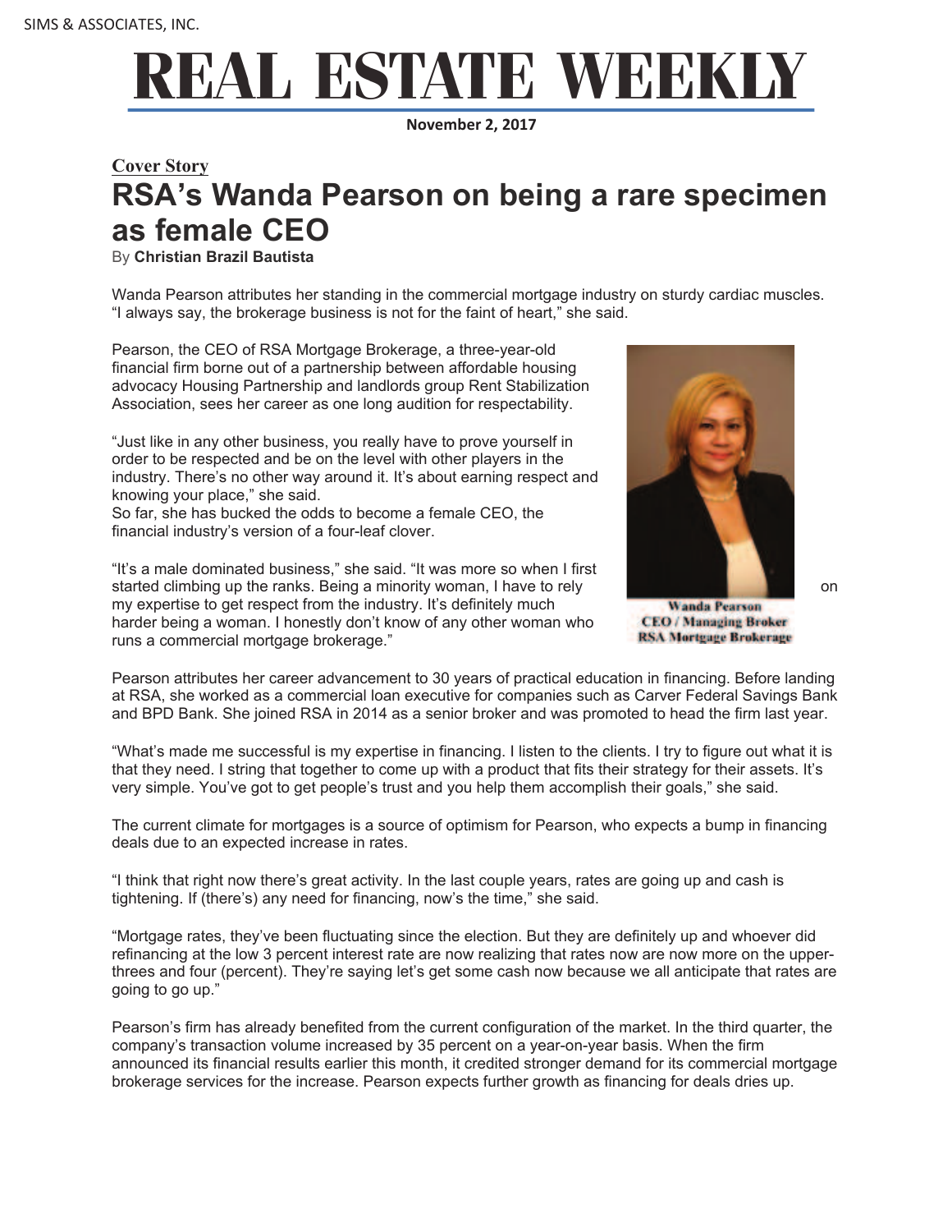SIMS & ASSOCIATES, INC.

# REAL ESTATE WEEKLY

**November 2, 2017**

**Cover Story**

## RSA's Wanda Pearson on being a rare specimen as female CEO

By **Christian Brazil Bautista**

Wanda Pearson attributes her standing in the commercial mortgage industry on sturdy cardiac muscles. "I always say, the brokerage business is not for the faint of heart," she said.

Pearson, the CEO of RSA Mortgage Brokerage, a three-year-old financial firm borne out of a partnership between affordable housing advocacy Housing Partnership and landlords group Rent Stabilization Association, sees her career as one long audition for respectability.

"Just like in any other business, you really have to prove yourself in order to be respected and be on the level with other players in the industry. There's no other way around it. It's about earning respect and knowing your place," she said.

So far, she has bucked the odds to become a female CEO, the financial industry's version of a four-leaf clover.

"It's a male dominated business," she said. "It was more so when I first started climbing up the ranks. Being a minority woman, I have to rely on my expertise to get respect from the industry. It's definitely much harder being a woman. I honestly don't know of any other woman who runs a commercial mortgage brokerage."

Wanda Pearson
CEO / Managing Broker
RSA Mortgage Brokerage

Pearson attributes her career advancement to 30 years of practical education in financing. Before landing at RSA, she worked as a commercial loan executive for companies such as Carver Federal Savings Bank and BPD Bank. She joined RSA in 2014 as a senior broker and was promoted to head the firm last year.

"What's made me successful is my expertise in financing. I listen to the clients. I try to figure out what it is that they need. I string that together to come up with a product that fits their strategy for their assets. It's very simple. You've got to get people's trust and you help them accomplish their goals," she said.

The current climate for mortgages is a source of optimism for Pearson, who expects a bump in financing deals due to an expected increase in rates.

"I think that right now there's great activity. In the last couple years, rates are going up and cash is tightening. If (there's) any need for financing, now's the time," she said.

"Mortgage rates, they've been fluctuating since the election. But they are definitely up and whoever did refinancing at the low 3 percent interest rate are now realizing that rates now are now more on the upper-threes and four (percent). They're saying let's get some cash now because we all anticipate that rates are going to go up."

Pearson's firm has already benefited from the current configuration of the market. In the third quarter, the company's transaction volume increased by 35 percent on a year-on-year basis. When the firm announced its financial results earlier this month, it credited stronger demand for its commercial mortgage brokerage services for the increase. Pearson expects further growth as financing for deals dries up.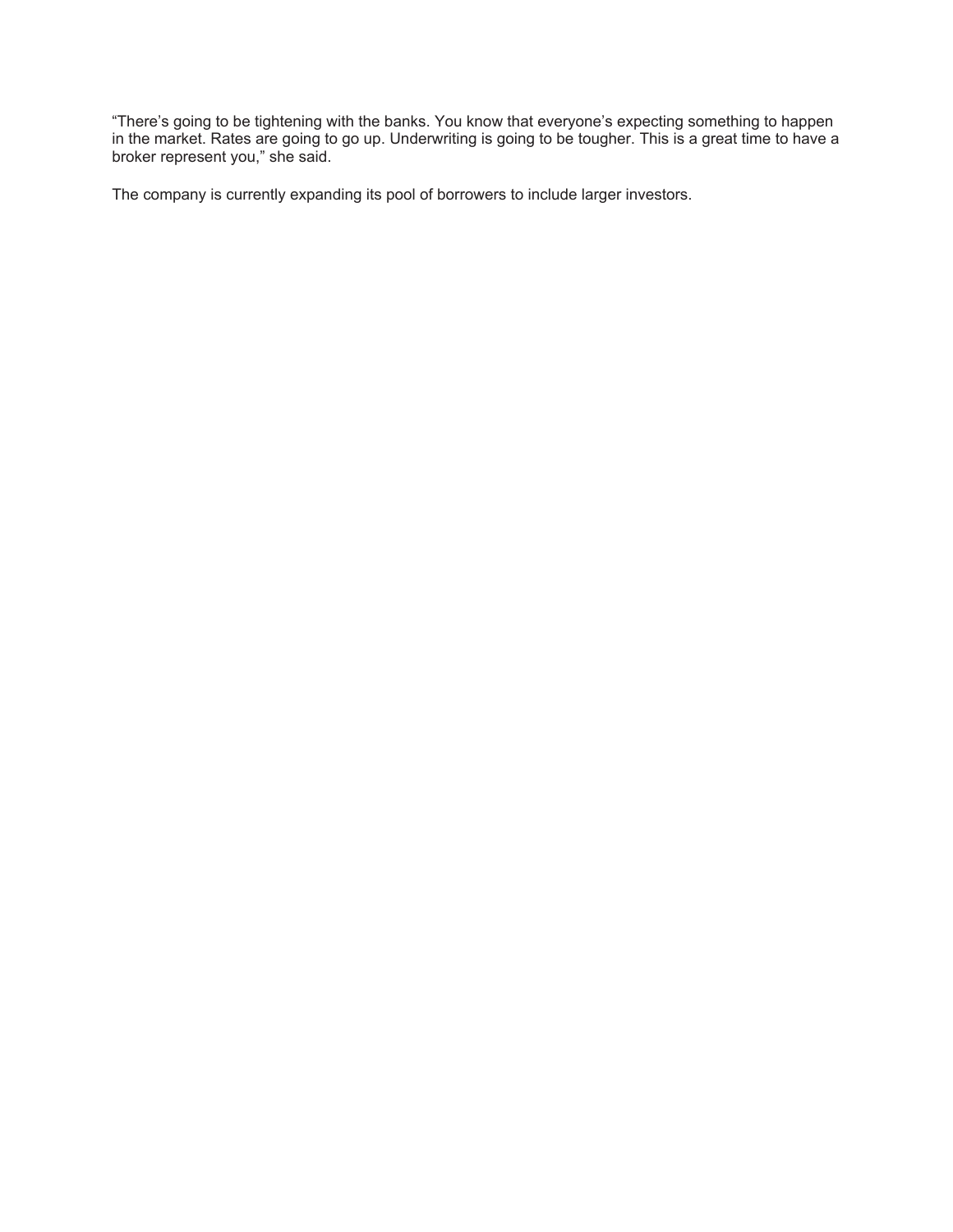“There’s going to be tightening with the banks. You know that everyone’s expecting something to happen in the market. Rates are going to go up. Underwriting is going to be tougher. This is a great time to have a broker represent you,” she said.

The company is currently expanding its pool of borrowers to include larger investors.